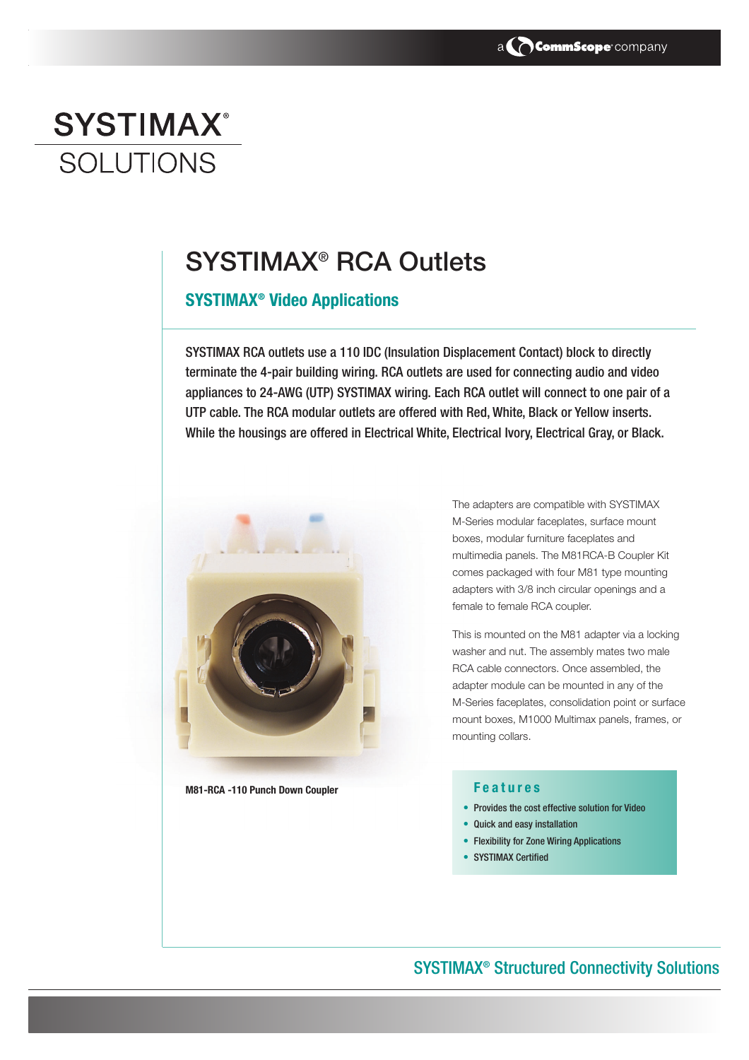a CommScope company

# SYSTIMAX® SOLUTIONS

## SYSTIMAX® RCA Outlets

### SYSTIMAX® Video Applications

SYSTIMAX RCA outlets use a 110 IDC (Insulation Displacement Contact) block to directly terminate the 4-pair building wiring. RCA outlets are used for connecting audio and video appliances to 24-AWG (UTP) SYSTIMAX wiring. Each RCA outlet will connect to one pair of a UTP cable. The RCA modular outlets are offered with Red, White, Black or Yellow inserts. While the housings are offered in Electrical White, Electrical Ivory, Electrical Gray, or Black.

**M81-RCA -110 Punch Down Coupler**

The adapters are compatible with SYSTIMAX M-Series modular faceplates, surface mount boxes, modular furniture faceplates and multimedia panels. The M81RCA-B Coupler Kit comes packaged with four M81 type mounting adapters with 3/8 inch circular openings and a female to female RCA coupler.

This is mounted on the M81 adapter via a locking washer and nut. The assembly mates two male RCA cable connectors. Once assembled, the adapter module can be mounted in any of the M-Series faceplates, consolidation point or surface mount boxes, M1000 Multimax panels, frames, or mounting collars.

### Features

- Provides the cost effective solution for Video
- Quick and easy installation
- Flexibility for Zone Wiring Applications
- SYSTIMAX Certified

SYSTIMAX® Structured Connectivity Solutions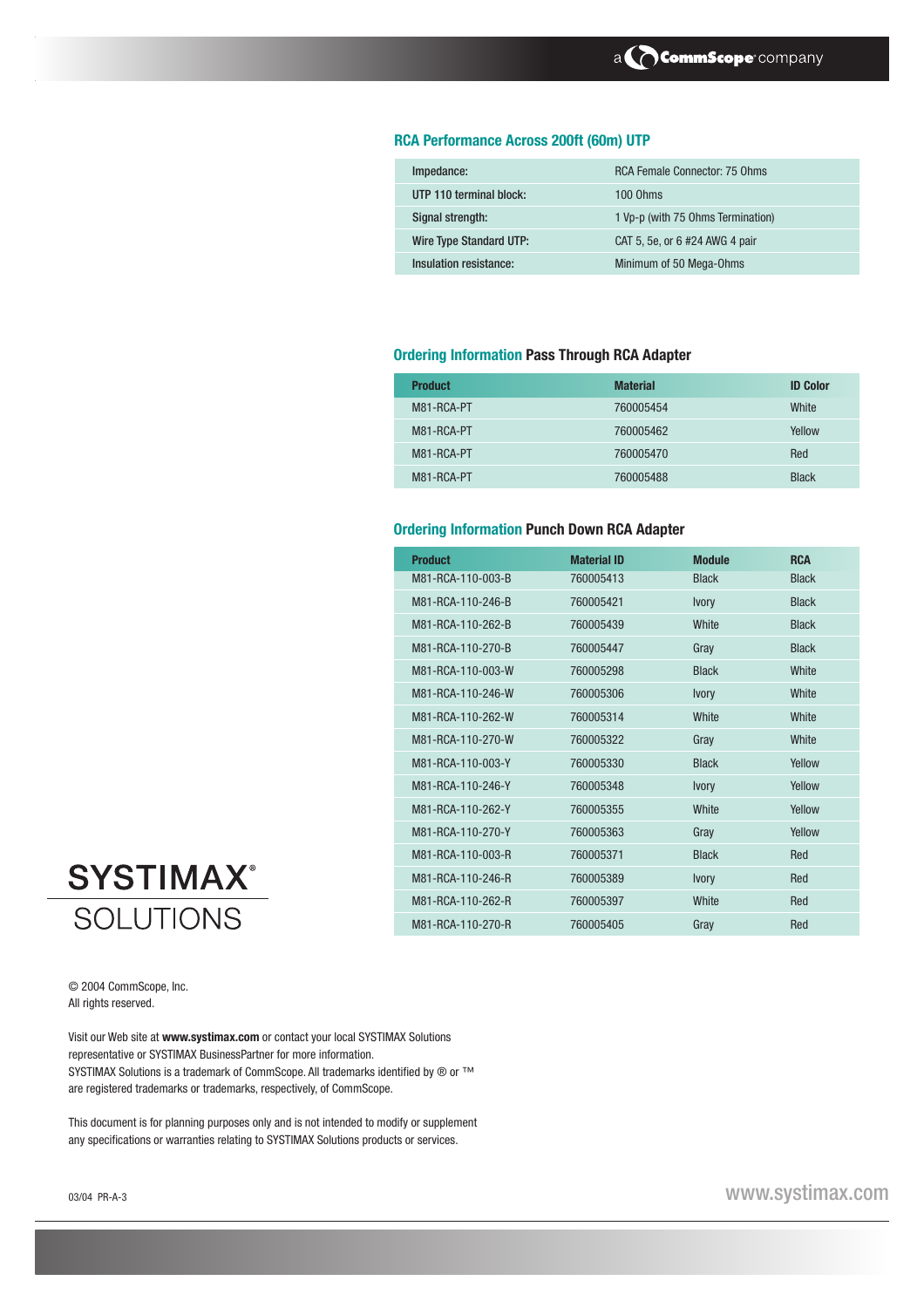## RCA Performance Across 200ft (60m) UTP

| | |
|---|---|
| Impedance: | RCA Female Connector: 75 Ohms |
| UTP 110 terminal block: | 100 Ohms |
| Signal strength: | 1 Vp-p (with 75 Ohms Termination) |
| Wire Type Standard UTP: | CAT 5, 5e, or 6 #24 AWG 4 pair |
| Insulation resistance: | Minimum of 50 Mega-Ohms |

## Ordering Information Pass Through RCA Adapter

| Product | Material | ID Color |
|---|---|---|
| M81-RCA-PT | 760005454 | White |
| M81-RCA-PT | 760005462 | Yellow |
| M81-RCA-PT | 760005470 | Red |
| M81-RCA-PT | 760005488 | Black |

## Ordering Information Punch Down RCA Adapter

| Product | Material ID | Module | RCA |
|---|---|---|---|
| M81-RCA-110-003-B | 760005413 | Black | Black |
| M81-RCA-110-246-B | 760005421 | Ivory | Black |
| M81-RCA-110-262-B | 760005439 | White | Black |
| M81-RCA-110-270-B | 760005447 | Gray | Black |
| M81-RCA-110-003-W | 760005298 | Black | White |
| M81-RCA-110-246-W | 760005306 | Ivory | White |
| M81-RCA-110-262-W | 760005314 | White | White |
| M81-RCA-110-270-W | 760005322 | Gray | White |
| M81-RCA-110-003-Y | 760005330 | Black | Yellow |
| M81-RCA-110-246-Y | 760005348 | Ivory | Yellow |
| M81-RCA-110-262-Y | 760005355 | White | Yellow |
| M81-RCA-110-270-Y | 760005363 | Gray | Yellow |
| M81-RCA-110-003-R | 760005371 | Black | Red |
| M81-RCA-110-246-R | 760005389 | Ivory | Red |
| M81-RCA-110-262-R | 760005397 | White | Red |
| M81-RCA-110-270-R | 760005405 | Gray | Red |

SYSTIMAX®
SOLUTIONS

© 2004 CommScope, Inc.
All rights reserved.

Visit our Web site at **www.systimax.com** or contact your local SYSTIMAX Solutions representative or SYSTIMAX BusinessPartner for more information.
SYSTIMAX Solutions is a trademark of CommScope. All trademarks identified by ® or ™ are registered trademarks or trademarks, respectively, of CommScope.

This document is for planning purposes only and is not intended to modify or supplement any specifications or warranties relating to SYSTIMAX Solutions products or services.

03/04 PR-A-3

www.systimax.com